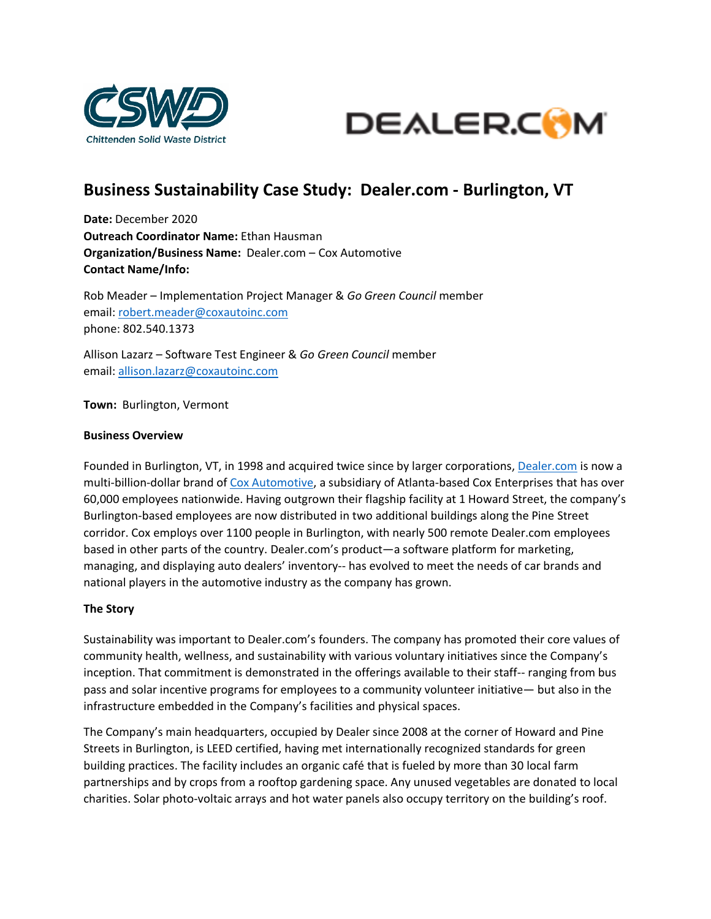# Business Sustainability Case Study: Dealer.com - Burlington, VT

**Date:** December 2020
**Outreach Coordinator Name:** Ethan Hausman
**Organization/Business Name:** Dealer.com – Cox Automotive
**Contact Name/Info:**

Rob Meader – Implementation Project Manager & *Go Green Council* member
email: robert.meader@coxautoinc.com
phone: 802.540.1373

Allison Lazarz – Software Test Engineer & *Go Green Council* member
email: allison.lazarz@coxautoinc.com

**Town:** Burlington, Vermont

**Business Overview**

Founded in Burlington, VT, in 1998 and acquired twice since by larger corporations, Dealer.com is now a multi-billion-dollar brand of Cox Automotive, a subsidiary of Atlanta-based Cox Enterprises that has over 60,000 employees nationwide. Having outgrown their flagship facility at 1 Howard Street, the company's Burlington-based employees are now distributed in two additional buildings along the Pine Street corridor. Cox employs over 1100 people in Burlington, with nearly 500 remote Dealer.com employees based in other parts of the country. Dealer.com's product—a software platform for marketing, managing, and displaying auto dealers' inventory-- has evolved to meet the needs of car brands and national players in the automotive industry as the company has grown.

**The Story**

Sustainability was important to Dealer.com's founders. The company has promoted their core values of community health, wellness, and sustainability with various voluntary initiatives since the Company's inception. That commitment is demonstrated in the offerings available to their staff-- ranging from bus pass and solar incentive programs for employees to a community volunteer initiative— but also in the infrastructure embedded in the Company's facilities and physical spaces.

The Company's main headquarters, occupied by Dealer since 2008 at the corner of Howard and Pine Streets in Burlington, is LEED certified, having met internationally recognized standards for green building practices. The facility includes an organic café that is fueled by more than 30 local farm partnerships and by crops from a rooftop gardening space. Any unused vegetables are donated to local charities. Solar photo-voltaic arrays and hot water panels also occupy territory on the building's roof.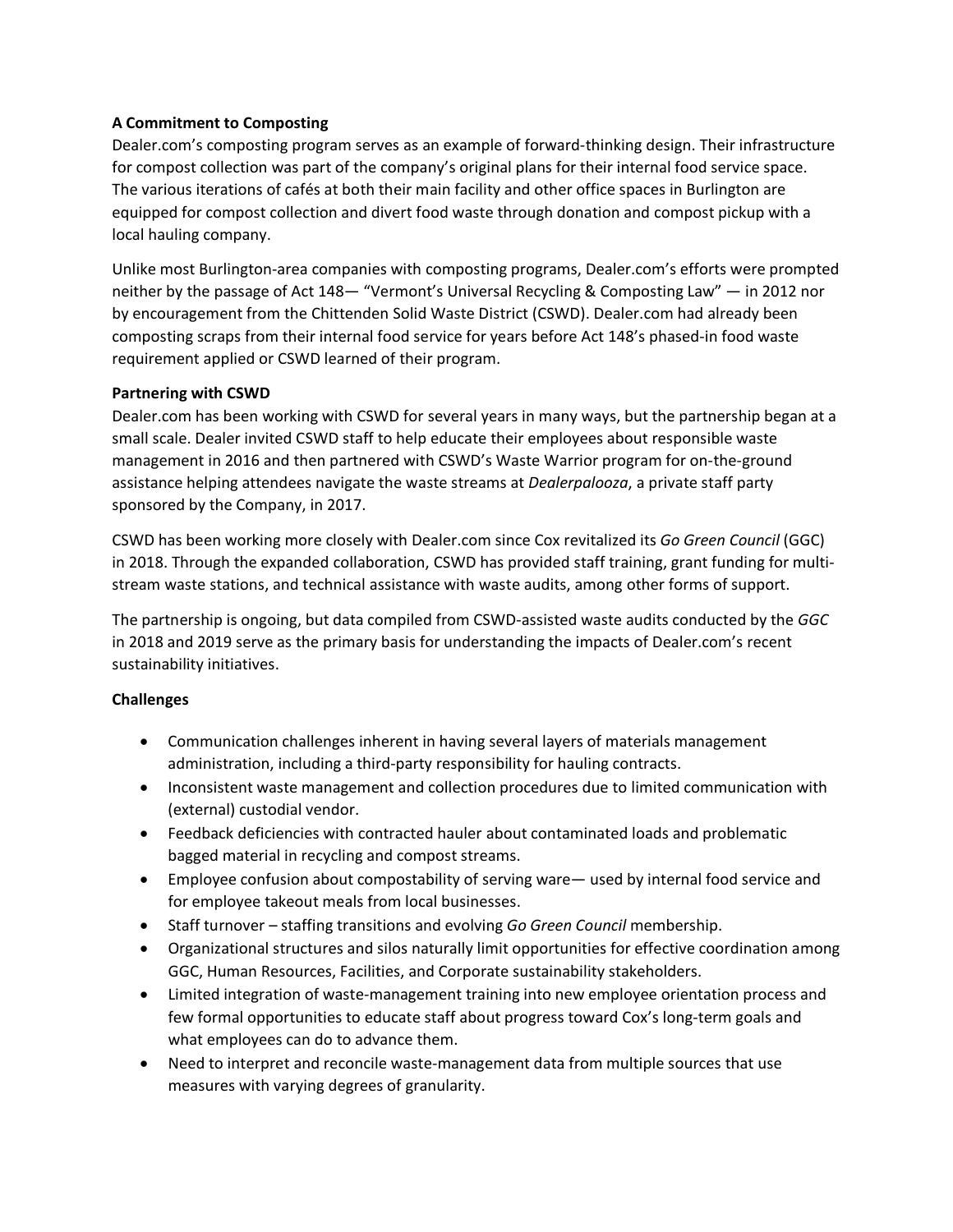**A Commitment to Composting**

Dealer.com's composting program serves as an example of forward-thinking design. Their infrastructure for compost collection was part of the company's original plans for their internal food service space. The various iterations of cafés at both their main facility and other office spaces in Burlington are equipped for compost collection and divert food waste through donation and compost pickup with a local hauling company.

Unlike most Burlington-area companies with composting programs, Dealer.com's efforts were prompted neither by the passage of Act 148— "Vermont's Universal Recycling & Composting Law" — in 2012 nor by encouragement from the Chittenden Solid Waste District (CSWD). Dealer.com had already been composting scraps from their internal food service for years before Act 148's phased-in food waste requirement applied or CSWD learned of their program.

**Partnering with CSWD**

Dealer.com has been working with CSWD for several years in many ways, but the partnership began at a small scale. Dealer invited CSWD staff to help educate their employees about responsible waste management in 2016 and then partnered with CSWD's Waste Warrior program for on-the-ground assistance helping attendees navigate the waste streams at *Dealerpalooza*, a private staff party sponsored by the Company, in 2017.

CSWD has been working more closely with Dealer.com since Cox revitalized its *Go Green Council* (GGC) in 2018. Through the expanded collaboration, CSWD has provided staff training, grant funding for multi-stream waste stations, and technical assistance with waste audits, among other forms of support.

The partnership is ongoing, but data compiled from CSWD-assisted waste audits conducted by the *GGC* in 2018 and 2019 serve as the primary basis for understanding the impacts of Dealer.com's recent sustainability initiatives.

**Challenges**

- Communication challenges inherent in having several layers of materials management administration, including a third-party responsibility for hauling contracts.
- Inconsistent waste management and collection procedures due to limited communication with (external) custodial vendor.
- Feedback deficiencies with contracted hauler about contaminated loads and problematic bagged material in recycling and compost streams.
- Employee confusion about compostability of serving ware— used by internal food service and for employee takeout meals from local businesses.
- Staff turnover – staffing transitions and evolving *Go Green Council* membership.
- Organizational structures and silos naturally limit opportunities for effective coordination among GGC, Human Resources, Facilities, and Corporate sustainability stakeholders.
- Limited integration of waste-management training into new employee orientation process and few formal opportunities to educate staff about progress toward Cox's long-term goals and what employees can do to advance them.
- Need to interpret and reconcile waste-management data from multiple sources that use measures with varying degrees of granularity.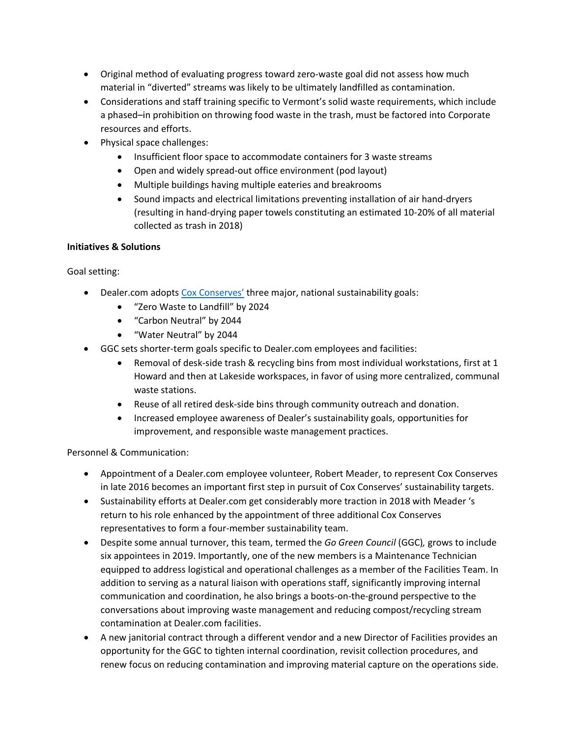- Original method of evaluating progress toward zero-waste goal did not assess how much material in "diverted" streams was likely to be ultimately landfilled as contamination.
- Considerations and staff training specific to Vermont's solid waste requirements, which include a phased–in prohibition on throwing food waste in the trash, must be factored into Corporate resources and efforts.
- Physical space challenges:
  - Insufficient floor space to accommodate containers for 3 waste streams
  - Open and widely spread-out office environment (pod layout)
  - Multiple buildings having multiple eateries and breakrooms
  - Sound impacts and electrical limitations preventing installation of air hand-dryers (resulting in hand-drying paper towels constituting an estimated 10-20% of all material collected as trash in 2018)

**Initiatives & Solutions**

Goal setting:

- Dealer.com adopts Cox Conserves' three major, national sustainability goals:
  - "Zero Waste to Landfill" by 2024
  - "Carbon Neutral" by 2044
  - "Water Neutral" by 2044
- GGC sets shorter-term goals specific to Dealer.com employees and facilities:
  - Removal of desk-side trash & recycling bins from most individual workstations, first at 1 Howard and then at Lakeside workspaces, in favor of using more centralized, communal waste stations.
  - Reuse of all retired desk-side bins through community outreach and donation.
  - Increased employee awareness of Dealer's sustainability goals, opportunities for improvement, and responsible waste management practices.

Personnel & Communication:

- Appointment of a Dealer.com employee volunteer, Robert Meader, to represent Cox Conserves in late 2016 becomes an important first step in pursuit of Cox Conserves' sustainability targets.
- Sustainability efforts at Dealer.com get considerably more traction in 2018 with Meader 's return to his role enhanced by the appointment of three additional Cox Conserves representatives to form a four-member sustainability team.
- Despite some annual turnover, this team, termed the *Go Green Council* (GGC)*,* grows to include six appointees in 2019. Importantly, one of the new members is a Maintenance Technician equipped to address logistical and operational challenges as a member of the Facilities Team. In addition to serving as a natural liaison with operations staff, significantly improving internal communication and coordination, he also brings a boots-on-the-ground perspective to the conversations about improving waste management and reducing compost/recycling stream contamination at Dealer.com facilities.
- A new janitorial contract through a different vendor and a new Director of Facilities provides an opportunity for the GGC to tighten internal coordination, revisit collection procedures, and renew focus on reducing contamination and improving material capture on the operations side.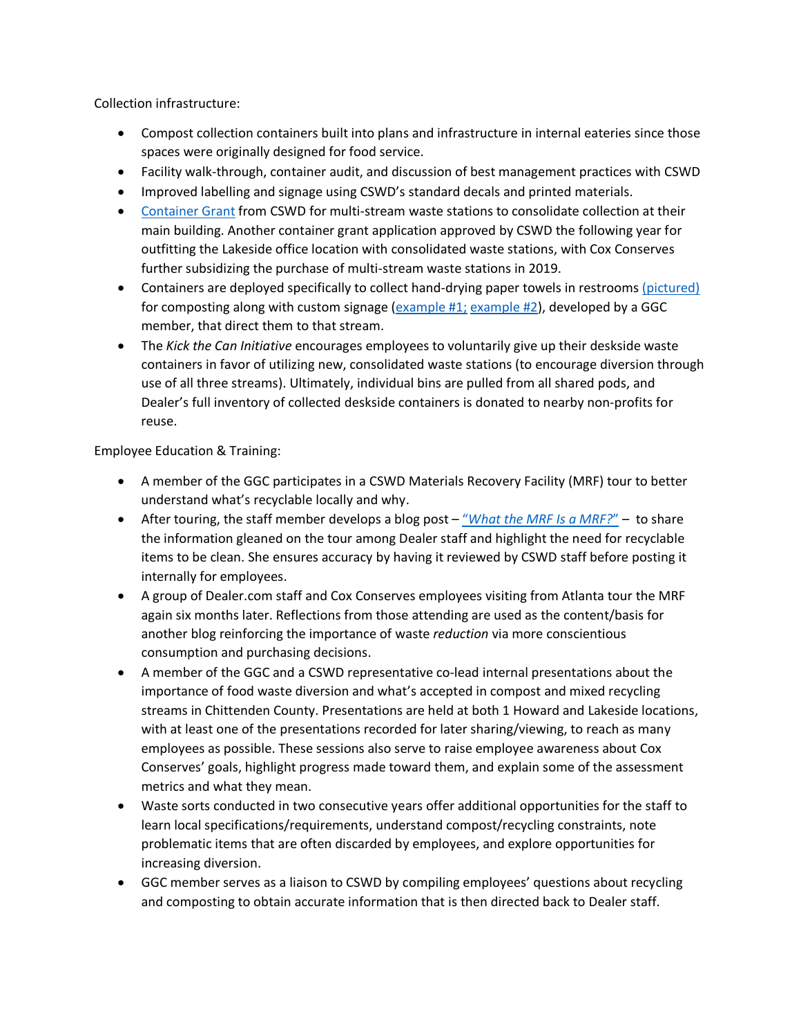Collection infrastructure:

- Compost collection containers built into plans and infrastructure in internal eateries since those spaces were originally designed for food service.
- Facility walk-through, container audit, and discussion of best management practices with CSWD
- Improved labelling and signage using CSWD's standard decals and printed materials.
- Container Grant from CSWD for multi-stream waste stations to consolidate collection at their main building. Another container grant application approved by CSWD the following year for outfitting the Lakeside office location with consolidated waste stations, with Cox Conserves further subsidizing the purchase of multi-stream waste stations in 2019.
- Containers are deployed specifically to collect hand-drying paper towels in restrooms (pictured) for composting along with custom signage (example #1; example #2), developed by a GGC member, that direct them to that stream.
- The *Kick the Can Initiative* encourages employees to voluntarily give up their deskside waste containers in favor of utilizing new, consolidated waste stations (to encourage diversion through use of all three streams). Ultimately, individual bins are pulled from all shared pods, and Dealer's full inventory of collected deskside containers is donated to nearby non-profits for reuse.

Employee Education & Training:

- A member of the GGC participates in a CSWD Materials Recovery Facility (MRF) tour to better understand what's recyclable locally and why.
- After touring, the staff member develops a blog post – *"What the MRF Is a MRF?"* – to share the information gleaned on the tour among Dealer staff and highlight the need for recyclable items to be clean. She ensures accuracy by having it reviewed by CSWD staff before posting it internally for employees.
- A group of Dealer.com staff and Cox Conserves employees visiting from Atlanta tour the MRF again six months later. Reflections from those attending are used as the content/basis for another blog reinforcing the importance of waste *reduction* via more conscientious consumption and purchasing decisions.
- A member of the GGC and a CSWD representative co-lead internal presentations about the importance of food waste diversion and what's accepted in compost and mixed recycling streams in Chittenden County. Presentations are held at both 1 Howard and Lakeside locations, with at least one of the presentations recorded for later sharing/viewing, to reach as many employees as possible. These sessions also serve to raise employee awareness about Cox Conserves' goals, highlight progress made toward them, and explain some of the assessment metrics and what they mean.
- Waste sorts conducted in two consecutive years offer additional opportunities for the staff to learn local specifications/requirements, understand compost/recycling constraints, note problematic items that are often discarded by employees, and explore opportunities for increasing diversion.
- GGC member serves as a liaison to CSWD by compiling employees' questions about recycling and composting to obtain accurate information that is then directed back to Dealer staff.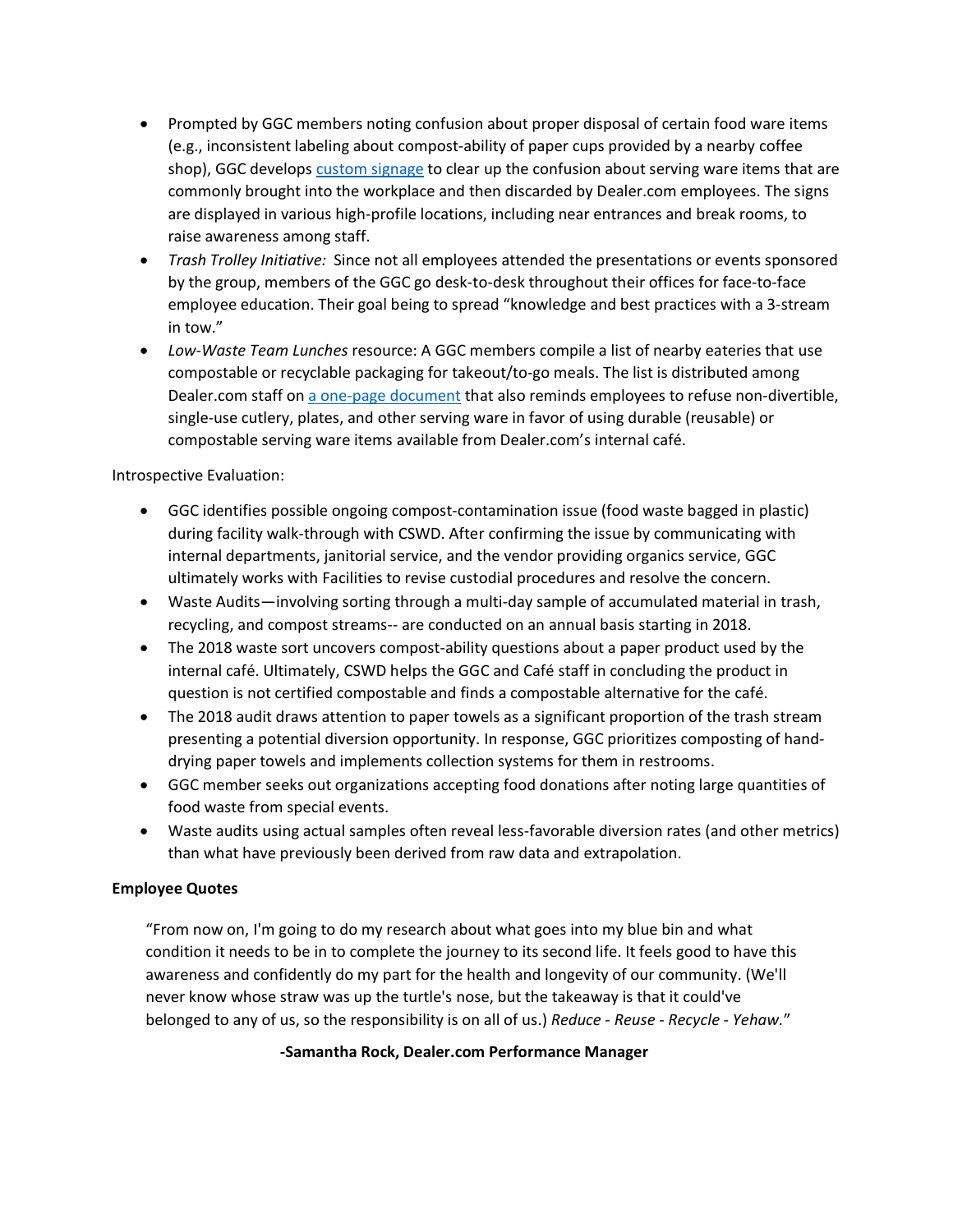- Prompted by GGC members noting confusion about proper disposal of certain food ware items (e.g., inconsistent labeling about compost-ability of paper cups provided by a nearby coffee shop), GGC develops [custom signage] to clear up the confusion about serving ware items that are commonly brought into the workplace and then discarded by Dealer.com employees. The signs are displayed in various high-profile locations, including near entrances and break rooms, to raise awareness among staff.
- *Trash Trolley Initiative:* Since not all employees attended the presentations or events sponsored by the group, members of the GGC go desk-to-desk throughout their offices for face-to-face employee education. Their goal being to spread "knowledge and best practices with a 3-stream in tow."
- *Low-Waste Team Lunches* resource: A GGC members compile a list of nearby eateries that use compostable or recyclable packaging for takeout/to-go meals. The list is distributed among Dealer.com staff on [a one-page document] that also reminds employees to refuse non-divertible, single-use cutlery, plates, and other serving ware in favor of using durable (reusable) or compostable serving ware items available from Dealer.com's internal café.

Introspective Evaluation:

- GGC identifies possible ongoing compost-contamination issue (food waste bagged in plastic) during facility walk-through with CSWD. After confirming the issue by communicating with internal departments, janitorial service, and the vendor providing organics service, GGC ultimately works with Facilities to revise custodial procedures and resolve the concern.
- Waste Audits—involving sorting through a multi-day sample of accumulated material in trash, recycling, and compost streams-- are conducted on an annual basis starting in 2018.
- The 2018 waste sort uncovers compost-ability questions about a paper product used by the internal café. Ultimately, CSWD helps the GGC and Café staff in concluding the product in question is not certified compostable and finds a compostable alternative for the café.
- The 2018 audit draws attention to paper towels as a significant proportion of the trash stream presenting a potential diversion opportunity. In response, GGC prioritizes composting of hand-drying paper towels and implements collection systems for them in restrooms.
- GGC member seeks out organizations accepting food donations after noting large quantities of food waste from special events.
- Waste audits using actual samples often reveal less-favorable diversion rates (and other metrics) than what have previously been derived from raw data and extrapolation.

**Employee Quotes**

> "From now on, I'm going to do my research about what goes into my blue bin and what condition it needs to be in to complete the journey to its second life. It feels good to have this awareness and confidently do my part for the health and longevity of our community. (We'll never know whose straw was up the turtle's nose, but the takeaway is that it could've belonged to any of us, so the responsibility is on all of us.) *Reduce - Reuse - Recycle - Yehaw.*"
>
> **-Samantha Rock, Dealer.com Performance Manager**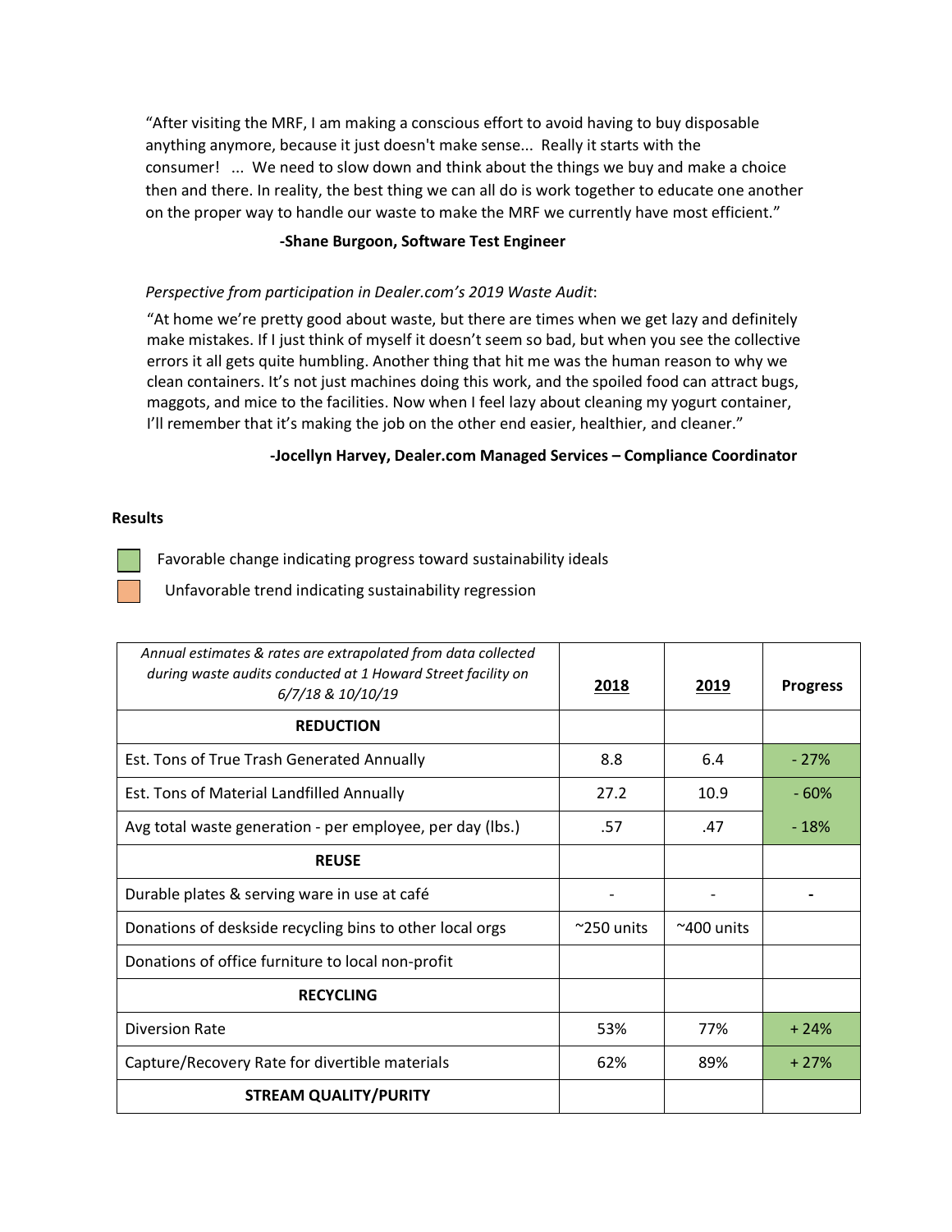"After visiting the MRF, I am making a conscious effort to avoid having to buy disposable anything anymore, because it just doesn't make sense... Really it starts with the consumer! ... We need to slow down and think about the things we buy and make a choice then and there. In reality, the best thing we can all do is work together to educate one another on the proper way to handle our waste to make the MRF we currently have most efficient."

**-Shane Burgoon, Software Test Engineer**

*Perspective from participation in Dealer.com's 2019 Waste Audit*:

"At home we're pretty good about waste, but there are times when we get lazy and definitely make mistakes. If I just think of myself it doesn't seem so bad, but when you see the collective errors it all gets quite humbling. Another thing that hit me was the human reason to why we clean containers. It's not just machines doing this work, and the spoiled food can attract bugs, maggots, and mice to the facilities. Now when I feel lazy about cleaning my yogurt container, I'll remember that it's making the job on the other end easier, healthier, and cleaner."

**-Jocellyn Harvey, Dealer.com Managed Services – Compliance Coordinator**

**Results**

- (Green) Favorable change indicating progress toward sustainability ideals
- (Orange) Unfavorable trend indicating sustainability regression

| *Annual estimates & rates are extrapolated from data collected during waste audits conducted at 1 Howard Street facility on 6/7/18 & 10/10/19* | **2018** | **2019** | **Progress** |
|---|---|---|---|
| **REDUCTION** | | | |
| Est. Tons of True Trash Generated Annually | 8.8 | 6.4 | - 27% |
| Est. Tons of Material Landfilled Annually | 27.2 | 10.9 | - 60% |
| Avg total waste generation - per employee, per day (lbs.) | .57 | .47 | - 18% |
| **REUSE** | | | |
| Durable plates & serving ware in use at café | - | - | - |
| Donations of deskside recycling bins to other local orgs | ~250 units | ~400 units | |
| Donations of office furniture to local non-profit | | | |
| **RECYCLING** | | | |
| Diversion Rate | 53% | 77% | + 24% |
| Capture/Recovery Rate for divertible materials | 62% | 89% | + 27% |
| **STREAM QUALITY/PURITY** | | | |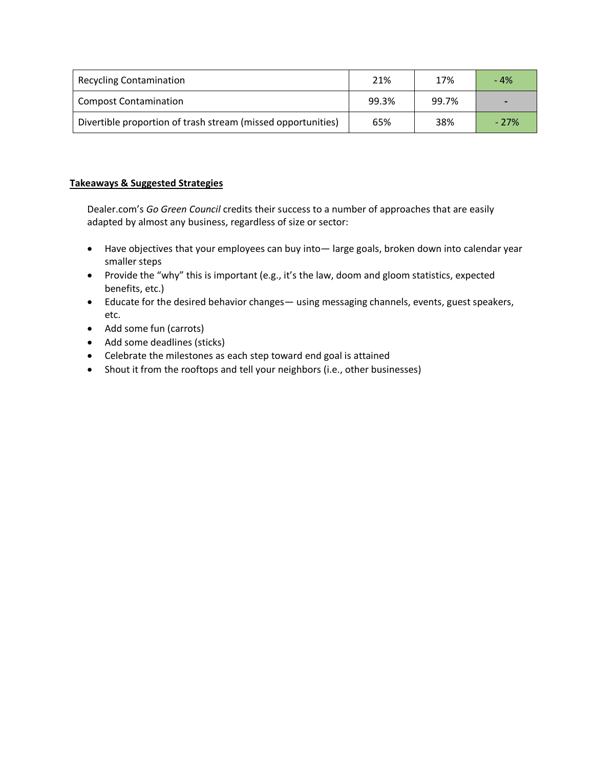| | | | |
|---|---|---|---|
| Recycling Contamination | 21% | 17% | - 4% |
| Compost Contamination | 99.3% | 99.7% | - |
| Divertible proportion of trash stream (missed opportunities) | 65% | 38% | - 27% |

**Takeaways & Suggested Strategies**

Dealer.com's *Go Green Council* credits their success to a number of approaches that are easily adapted by almost any business, regardless of size or sector:

- Have objectives that your employees can buy into— large goals, broken down into calendar year smaller steps
- Provide the "why" this is important (e.g., it's the law, doom and gloom statistics, expected benefits, etc.)
- Educate for the desired behavior changes— using messaging channels, events, guest speakers, etc.
- Add some fun (carrots)
- Add some deadlines (sticks)
- Celebrate the milestones as each step toward end goal is attained
- Shout it from the rooftops and tell your neighbors (i.e., other businesses)